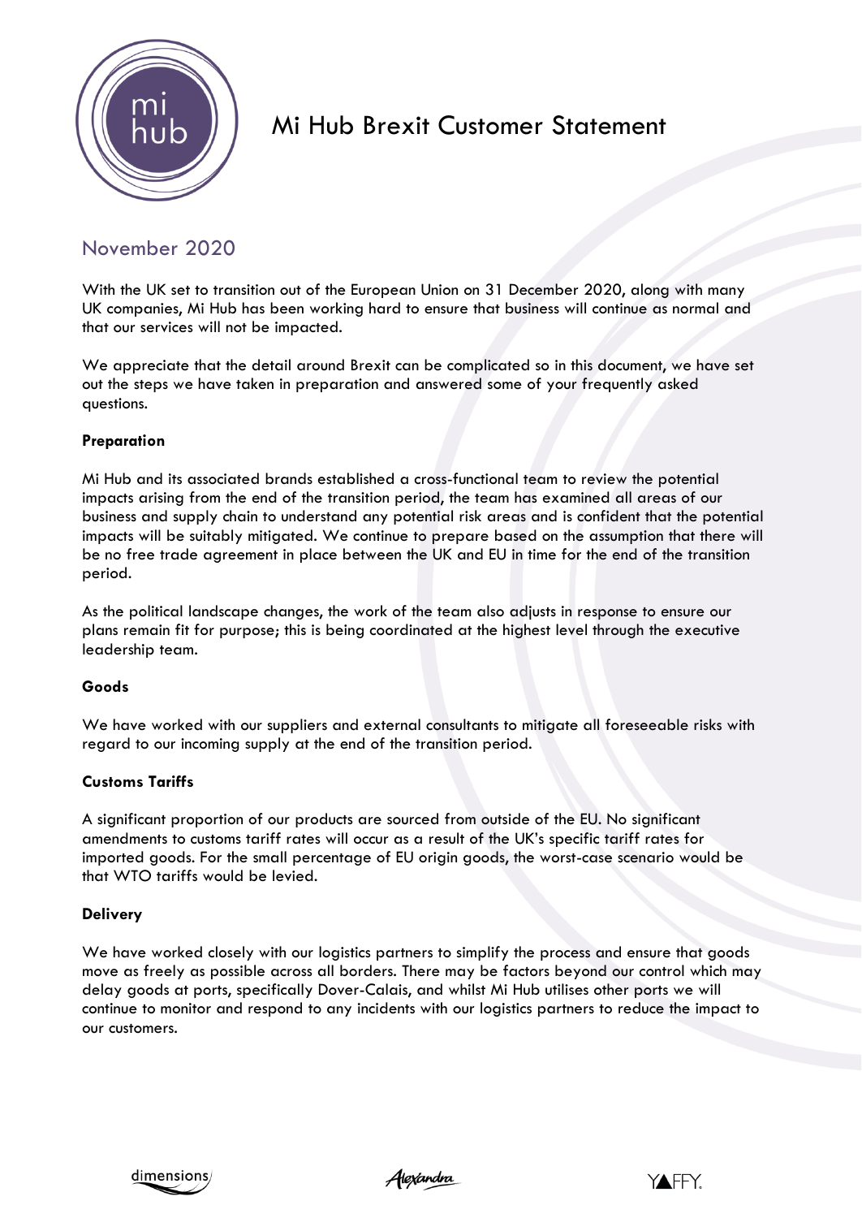# Mi Hub Brexit Customer Statement

## November 2020

With the UK set to transition out of the European Union on 31 December 2020, along with many UK companies, Mi Hub has been working hard to ensure that business will continue as normal and that our services will not be impacted.

We appreciate that the detail around Brexit can be complicated so in this document, we have set out the steps we have taken in preparation and answered some of your frequently asked questions.

**Preparation**

Mi Hub and its associated brands established a cross-functional team to review the potential impacts arising from the end of the transition period, the team has examined all areas of our business and supply chain to understand any potential risk areas and is confident that the potential impacts will be suitably mitigated. We continue to prepare based on the assumption that there will be no free trade agreement in place between the UK and EU in time for the end of the transition period.

As the political landscape changes, the work of the team also adjusts in response to ensure our plans remain fit for purpose; this is being coordinated at the highest level through the executive leadership team.

**Goods**

We have worked with our suppliers and external consultants to mitigate all foreseeable risks with regard to our incoming supply at the end of the transition period.

**Customs Tariffs**

A significant proportion of our products are sourced from outside of the EU. No significant amendments to customs tariff rates will occur as a result of the UK's specific tariff rates for imported goods. For the small percentage of EU origin goods, the worst-case scenario would be that WTO tariffs would be levied.

**Delivery**

We have worked closely with our logistics partners to simplify the process and ensure that goods move as freely as possible across all borders. There may be factors beyond our control which may delay goods at ports, specifically Dover-Calais, and whilst Mi Hub utilises other ports we will continue to monitor and respond to any incidents with our logistics partners to reduce the impact to our customers.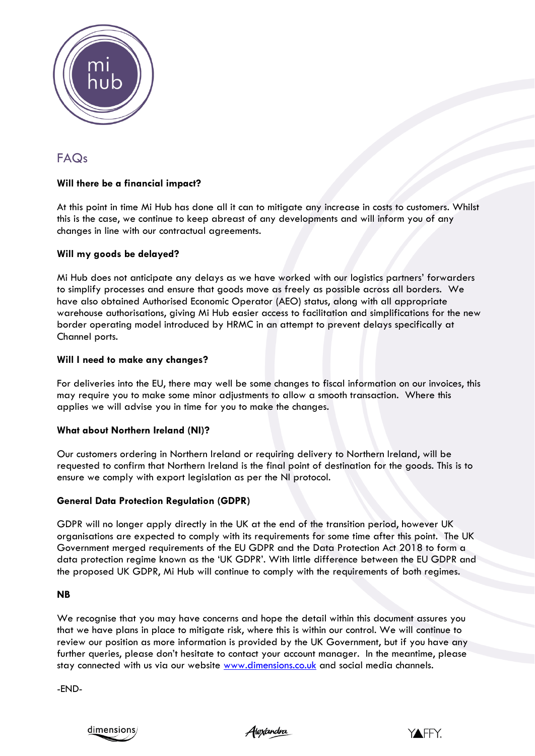## FAQs

**Will there be a financial impact?**

At this point in time Mi Hub has done all it can to mitigate any increase in costs to customers. Whilst this is the case, we continue to keep abreast of any developments and will inform you of any changes in line with our contractual agreements.

**Will my goods be delayed?**

Mi Hub does not anticipate any delays as we have worked with our logistics partners' forwarders to simplify processes and ensure that goods move as freely as possible across all borders. We have also obtained Authorised Economic Operator (AEO) status, along with all appropriate warehouse authorisations, giving Mi Hub easier access to facilitation and simplifications for the new border operating model introduced by HRMC in an attempt to prevent delays specifically at Channel ports.

**Will I need to make any changes?**

For deliveries into the EU, there may well be some changes to fiscal information on our invoices, this may require you to make some minor adjustments to allow a smooth transaction. Where this applies we will advise you in time for you to make the changes.

**What about Northern Ireland (NI)?**

Our customers ordering in Northern Ireland or requiring delivery to Northern Ireland, will be requested to confirm that Northern Ireland is the final point of destination for the goods. This is to ensure we comply with export legislation as per the NI protocol.

**General Data Protection Regulation (GDPR)**

GDPR will no longer apply directly in the UK at the end of the transition period, however UK organisations are expected to comply with its requirements for some time after this point. The UK Government merged requirements of the EU GDPR and the Data Protection Act 2018 to form a data protection regime known as the 'UK GDPR'. With little difference between the EU GDPR and the proposed UK GDPR, Mi Hub will continue to comply with the requirements of both regimes.

**NB**

We recognise that you may have concerns and hope the detail within this document assures you that we have plans in place to mitigate risk, where this is within our control. We will continue to review our position as more information is provided by the UK Government, but if you have any further queries, please don't hesitate to contact your account manager. In the meantime, please stay connected with us via our website [www.dimensions.co.uk](http://www.dimensions.co.uk) and social media channels.

-END-